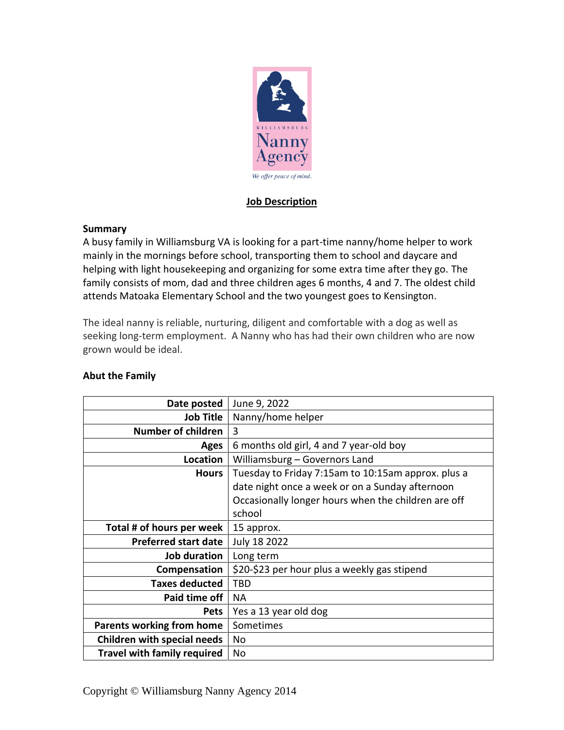WILLIAMSBURG

Nanny Agency

*We offer peace of mind.*

# Job Description

**Summary**

A busy family in Williamsburg VA is looking for a part-time nanny/home helper to work mainly in the mornings before school, transporting them to school and daycare and helping with light housekeeping and organizing for some extra time after they go. The family consists of mom, dad and three children ages 6 months, 4 and 7. The oldest child attends Matoaka Elementary School and the two youngest goes to Kensington.

The ideal nanny is reliable, nurturing, diligent and comfortable with a dog as well as seeking long-term employment. A Nanny who has had their own children who are now grown would be ideal.

**Abut the Family**

| | |
|---|---|
| **Date posted** | June 9, 2022 |
| **Job Title** | Nanny/home helper |
| **Number of children** | 3 |
| **Ages** | 6 months old girl, 4 and 7 year-old boy |
| **Location** | Williamsburg – Governors Land |
| **Hours** | Tuesday to Friday 7:15am to 10:15am approx. plus a date night once a week or on a Sunday afternoon Occasionally longer hours when the children are off school |
| **Total # of hours per week** | 15 approx. |
| **Preferred start date** | July 18 2022 |
| **Job duration** | Long term |
| **Compensation** | $20-$23 per hour plus a weekly gas stipend |
| **Taxes deducted** | TBD |
| **Paid time off** | NA |
| **Pets** | Yes a 13 year old dog |
| **Parents working from home** | Sometimes |
| **Children with special needs** | No |
| **Travel with family required** | No |

Copyright © Williamsburg Nanny Agency 2014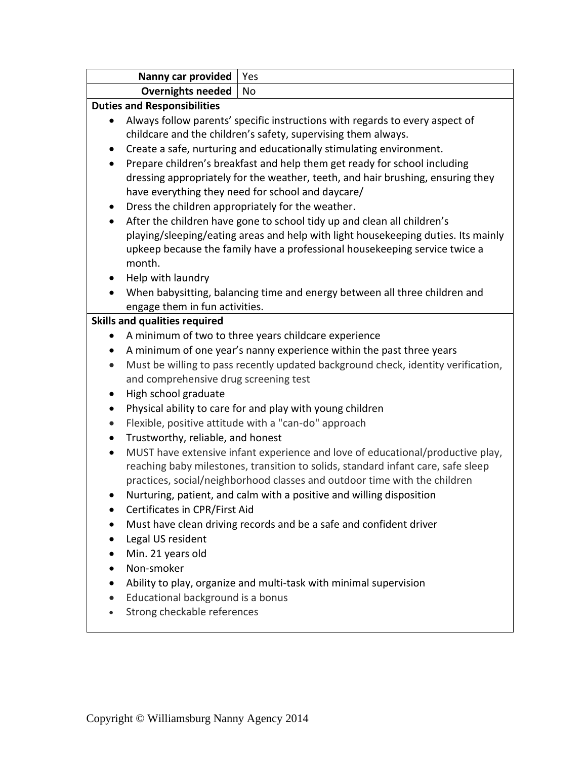| | |
|---|---|
| **Nanny car provided** | Yes |
| **Overnights needed** | No |

**Duties and Responsibilities**

- Always follow parents' specific instructions with regards to every aspect of childcare and the children's safety, supervising them always.
- Create a safe, nurturing and educationally stimulating environment.
- Prepare children's breakfast and help them get ready for school including dressing appropriately for the weather, teeth, and hair brushing, ensuring they have everything they need for school and daycare/
- Dress the children appropriately for the weather.
- After the children have gone to school tidy up and clean all children's playing/sleeping/eating areas and help with light housekeeping duties. Its mainly upkeep because the family have a professional housekeeping service twice a month.
- Help with laundry
- When babysitting, balancing time and energy between all three children and engage them in fun activities.

**Skills and qualities required**

- A minimum of two to three years childcare experience
- A minimum of one year's nanny experience within the past three years
- Must be willing to pass recently updated background check, identity verification, and comprehensive drug screening test
- High school graduate
- Physical ability to care for and play with young children
- Flexible, positive attitude with a "can-do" approach
- Trustworthy, reliable, and honest
- MUST have extensive infant experience and love of educational/productive play, reaching baby milestones, transition to solids, standard infant care, safe sleep practices, social/neighborhood classes and outdoor time with the children
- Nurturing, patient, and calm with a positive and willing disposition
- Certificates in CPR/First Aid
- Must have clean driving records and be a safe and confident driver
- Legal US resident
- Min. 21 years old
- Non-smoker
- Ability to play, organize and multi-task with minimal supervision
- Educational background is a bonus
- Strong checkable references

Copyright © Williamsburg Nanny Agency 2014